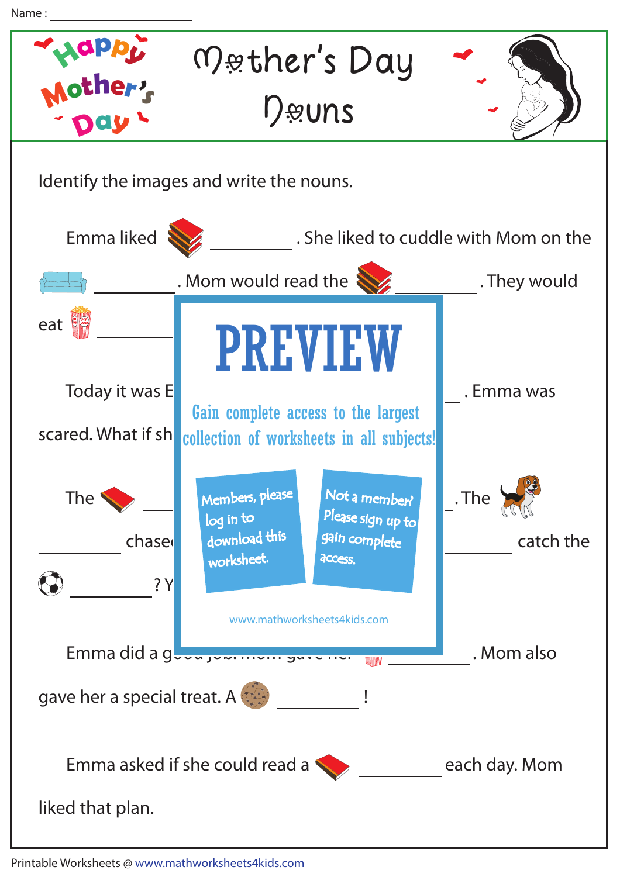Name : ____________________

# Mother's Day Nouns

Identify the images and write the nouns.

Emma liked __________ . She liked to cuddle with Mom on the __________ . Mom would read the __________ . They would eat __________

Today it was E __________ . Emma was scared. What if sh

The __________ . The __________ chase __________ catch the __________ ? Y

PREVIEW

Gain complete access to the largest collection of worksheets in all subjects!

Members, please log in to download this worksheet.

Not a member? Please sign up to gain complete access.

www.mathworksheets4kids.com

Emma did a g __________ . Mom also gave her a special treat. A __________ !

Emma asked if she could read a __________ each day. Mom liked that plan.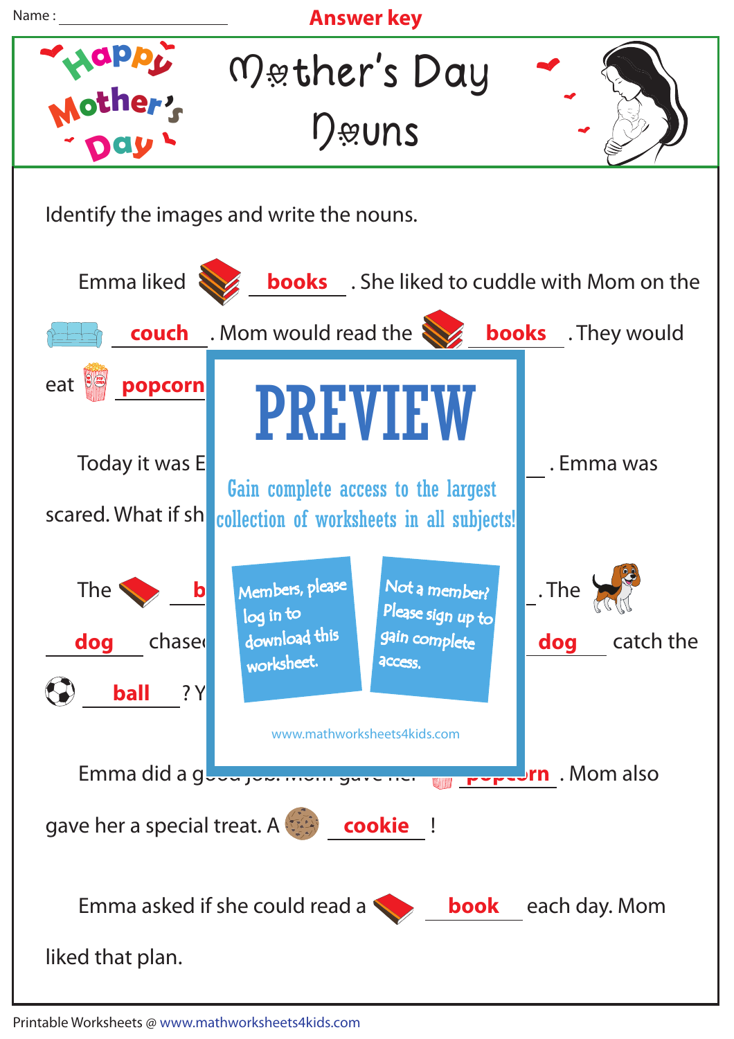Name : ____________________ **Answer key**

# Mother's Day Nouns

Happy Mother's Day

Identify the images and write the nouns.

Emma liked **books**. She liked to cuddle with Mom on the **couch**. Mom would read the **books**. They would eat **popcorn**

Today it was E . Emma was scared. What if sh

The **b** . The **dog** chase **dog** catch the **ball** ? Y

PREVIEW

Gain complete access to the largest collection of worksheets in all subjects!

Members, please log in to download this worksheet.

Not a member? Please sign up to gain complete access.

www.mathworksheets4kids.com

Emma did a g **popcorn**. Mom also gave her a special treat. A **cookie** !

Emma asked if she could read a **book** each day. Mom liked that plan.

Printable Worksheets @ www.mathworksheets4kids.com